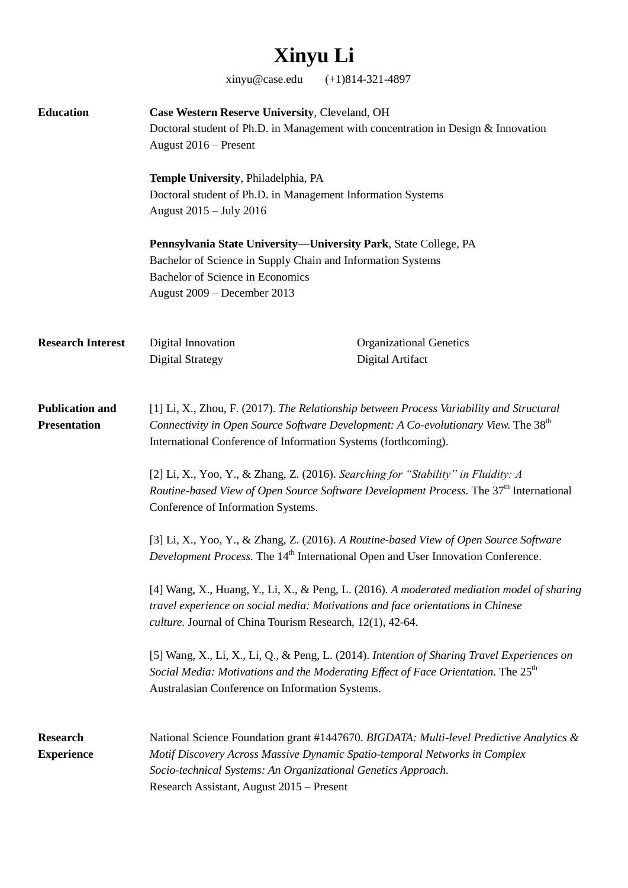# Xinyu Li

xinyu@case.edu (+1)814-321-4897

## Education

**Case Western Reserve University**, Cleveland, OH
Doctoral student of Ph.D. in Management with concentration in Design & Innovation
August 2016 – Present

**Temple University**, Philadelphia, PA
Doctoral student of Ph.D. in Management Information Systems
August 2015 – July 2016

**Pennsylvania State University—University Park**, State College, PA
Bachelor of Science in Supply Chain and Information Systems
Bachelor of Science in Economics
August 2009 – December 2013

## Research Interest

- Digital Innovation
- Digital Strategy
- Organizational Genetics
- Digital Artifact

## Publication and Presentation

[1] Li, X., Zhou, F. (2017). *The Relationship between Process Variability and Structural Connectivity in Open Source Software Development: A Co-evolutionary View.* The 38th International Conference of Information Systems (forthcoming).

[2] Li, X., Yoo, Y., & Zhang, Z. (2016). *Searching for "Stability" in Fluidity: A Routine-based View of Open Source Software Development Process.* The 37th International Conference of Information Systems.

[3] Li, X., Yoo, Y., & Zhang, Z. (2016). *A Routine-based View of Open Source Software Development Process.* The 14th International Open and User Innovation Conference.

[4] Wang, X., Huang, Y., Li, X., & Peng, L. (2016). *A moderated mediation model of sharing travel experience on social media: Motivations and face orientations in Chinese culture.* Journal of China Tourism Research, 12(1), 42-64.

[5] Wang, X., Li, X., Li, Q., & Peng, L. (2014). *Intention of Sharing Travel Experiences on Social Media: Motivations and the Moderating Effect of Face Orientation.* The 25th Australasian Conference on Information Systems.

## Research Experience

National Science Foundation grant #1447670. *BIGDATA: Multi-level Predictive Analytics & Motif Discovery Across Massive Dynamic Spatio-temporal Networks in Complex Socio-technical Systems: An Organizational Genetics Approach.*
Research Assistant, August 2015 – Present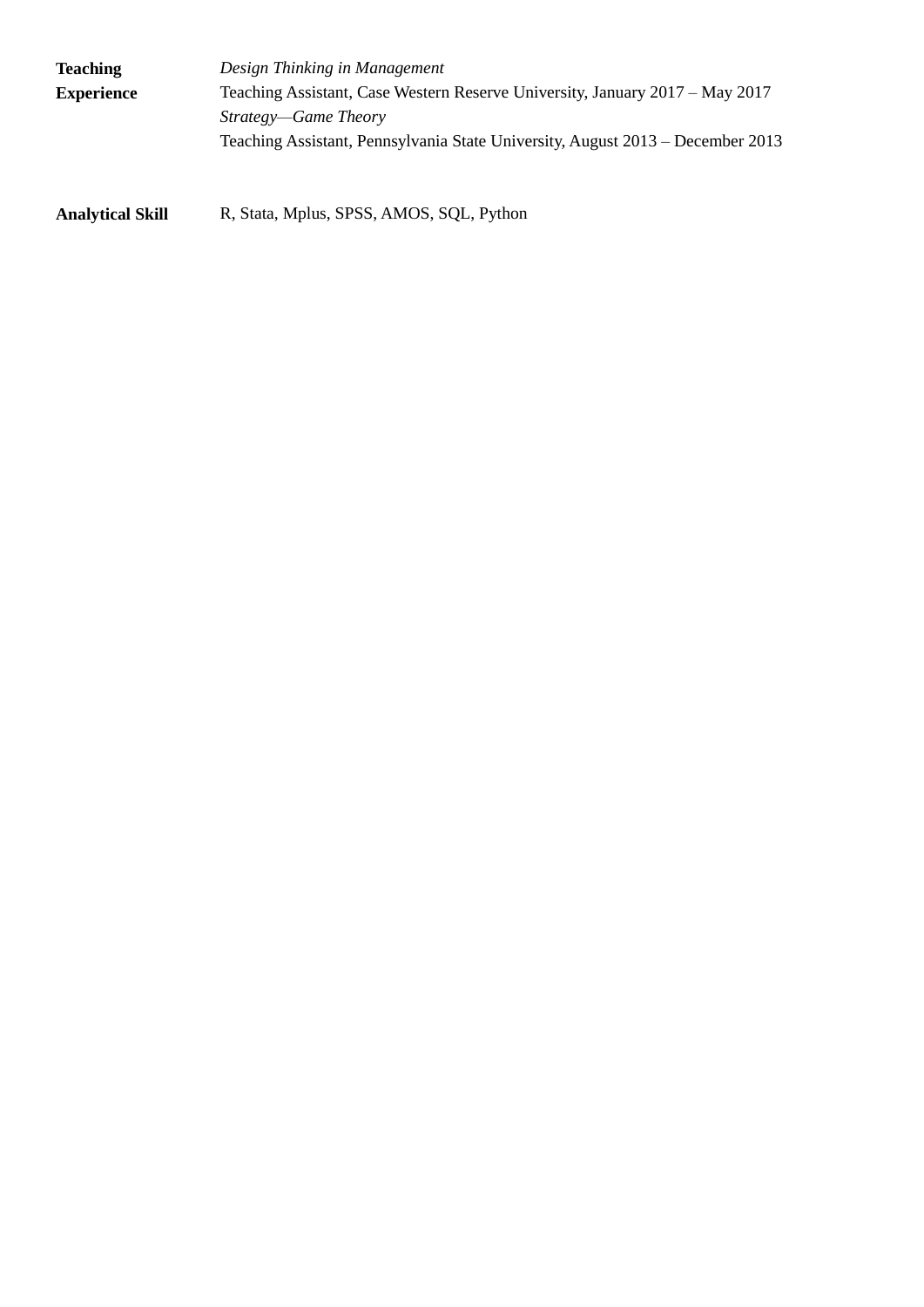## Teaching Experience

*Design Thinking in Management*
Teaching Assistant, Case Western Reserve University, January 2017 – May 2017

*Strategy—Game Theory*
Teaching Assistant, Pennsylvania State University, August 2013 – December 2013

## Analytical Skill

R, Stata, Mplus, SPSS, AMOS, SQL, Python